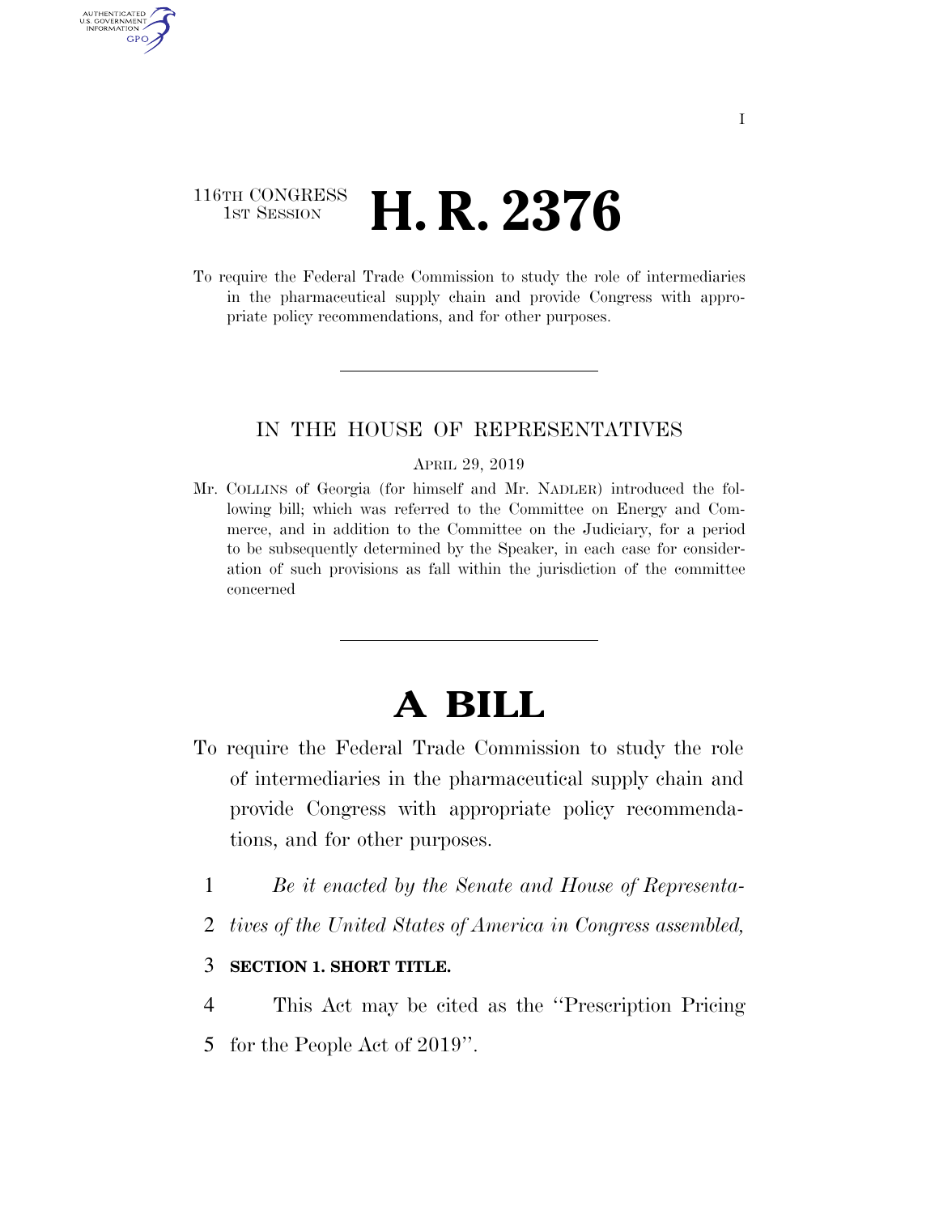116TH CONGRESS
1ST SESSION

# H. R. 2376

To require the Federal Trade Commission to study the role of intermediaries in the pharmaceutical supply chain and provide Congress with appropriate policy recommendations, and for other purposes.

IN THE HOUSE OF REPRESENTATIVES

APRIL 29, 2019

Mr. COLLINS of Georgia (for himself and Mr. NADLER) introduced the following bill; which was referred to the Committee on Energy and Commerce, and in addition to the Committee on the Judiciary, for a period to be subsequently determined by the Speaker, in each case for consideration of such provisions as fall within the jurisdiction of the committee concerned

# A BILL

To require the Federal Trade Commission to study the role of intermediaries in the pharmaceutical supply chain and provide Congress with appropriate policy recommendations, and for other purposes.

1 *Be it enacted by the Senate and House of Representa-*
2 *tives of the United States of America in Congress assembled,*

3 **SECTION 1. SHORT TITLE.**

4 This Act may be cited as the ''Prescription Pricing
5 for the People Act of 2019''.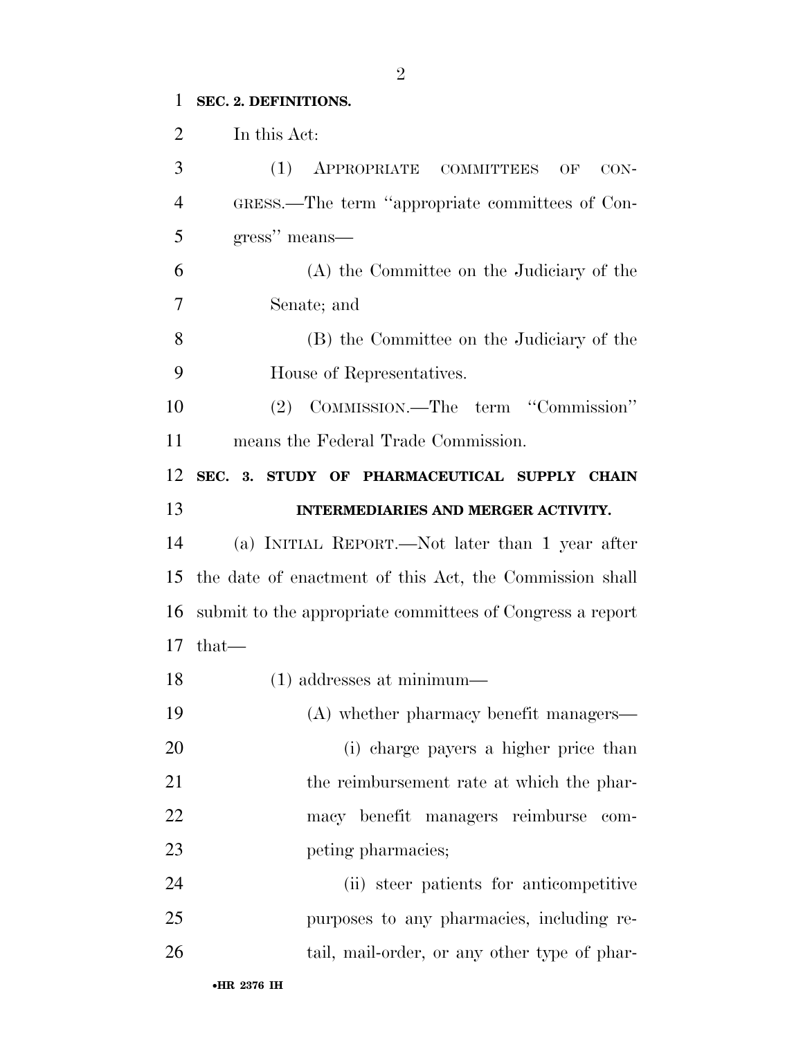**SEC. 2. DEFINITIONS.**

In this Act:

(1) APPROPRIATE COMMITTEES OF CONGRESS.—The term "appropriate committees of Congress" means—

(A) the Committee on the Judiciary of the Senate; and

(B) the Committee on the Judiciary of the House of Representatives.

(2) COMMISSION.—The term "Commission" means the Federal Trade Commission.

**SEC. 3. STUDY OF PHARMACEUTICAL SUPPLY CHAIN INTERMEDIARIES AND MERGER ACTIVITY.**

(a) INITIAL REPORT.—Not later than 1 year after the date of enactment of this Act, the Commission shall submit to the appropriate committees of Congress a report that—

(1) addresses at minimum—

(A) whether pharmacy benefit managers—

(i) charge payers a higher price than the reimbursement rate at which the pharmacy benefit managers reimburse competing pharmacies;

(ii) steer patients for anticompetitive purposes to any pharmacies, including retail, mail-order, or any other type of phar-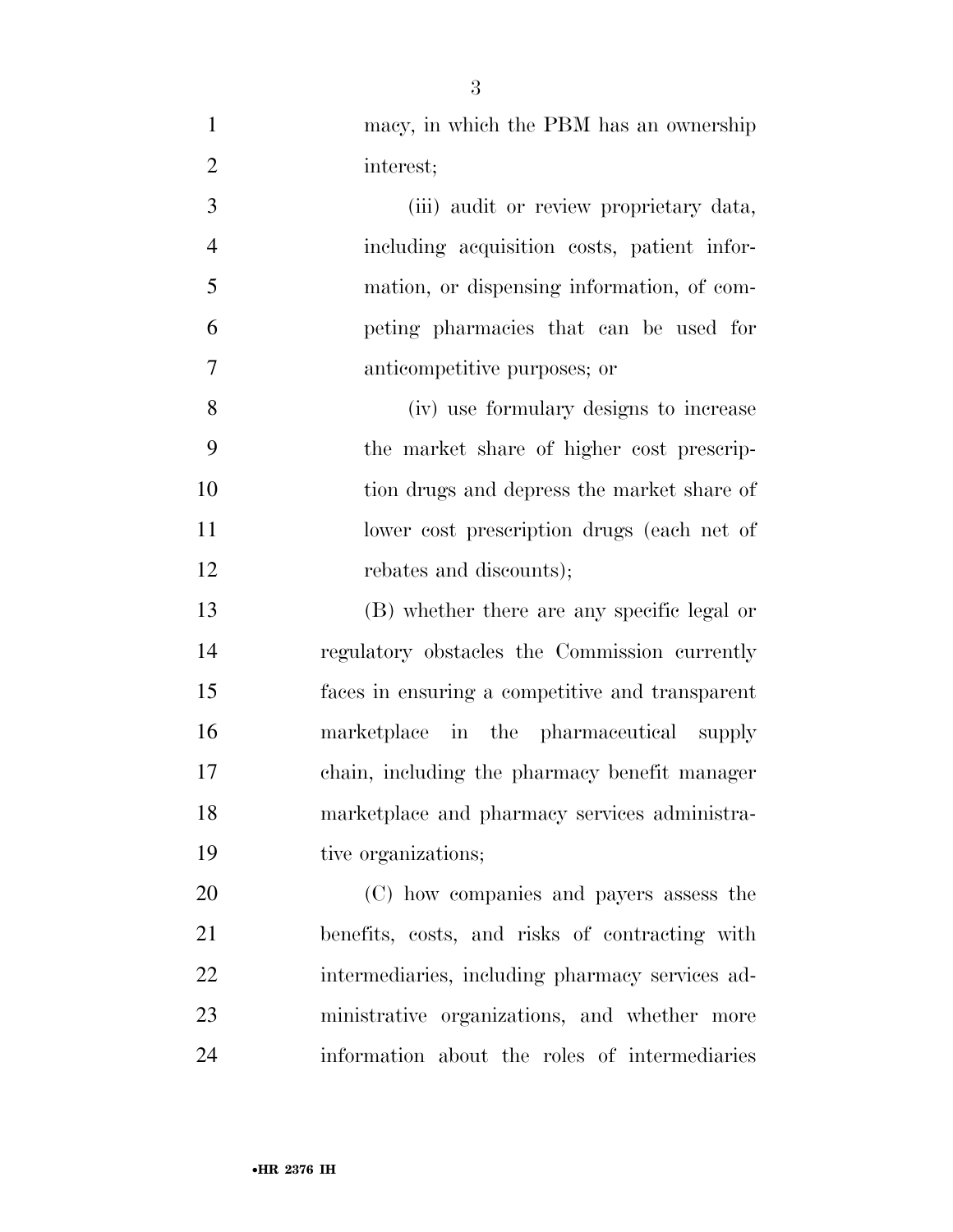macy, in which the PBM has an ownership interest;

(iii) audit or review proprietary data, including acquisition costs, patient information, or dispensing information, of competing pharmacies that can be used for anticompetitive purposes; or

(iv) use formulary designs to increase the market share of higher cost prescription drugs and depress the market share of lower cost prescription drugs (each net of rebates and discounts);

(B) whether there are any specific legal or regulatory obstacles the Commission currently faces in ensuring a competitive and transparent marketplace in the pharmaceutical supply chain, including the pharmacy benefit manager marketplace and pharmacy services administrative organizations;

(C) how companies and payers assess the benefits, costs, and risks of contracting with intermediaries, including pharmacy services administrative organizations, and whether more information about the roles of intermediaries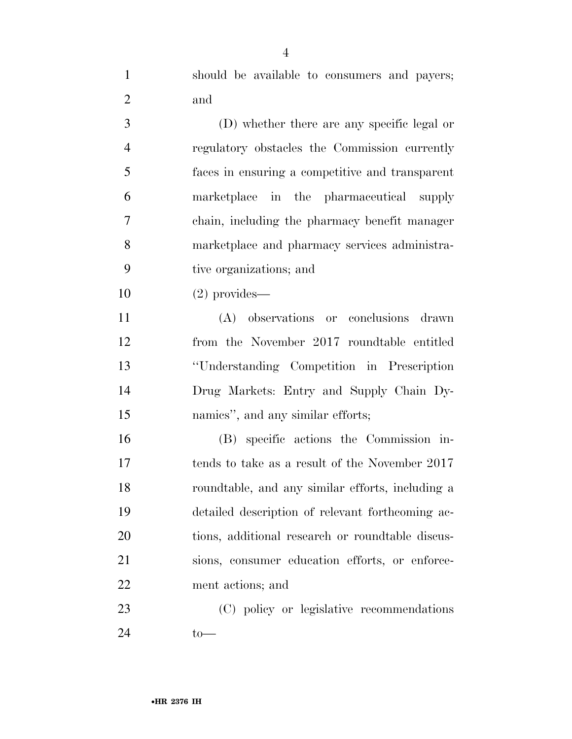should be available to consumers and payers; and

(D) whether there are any specific legal or regulatory obstacles the Commission currently faces in ensuring a competitive and transparent marketplace in the pharmaceutical supply chain, including the pharmacy benefit manager marketplace and pharmacy services administrative organizations; and

(2) provides—

(A) observations or conclusions drawn from the November 2017 roundtable entitled "Understanding Competition in Prescription Drug Markets: Entry and Supply Chain Dynamics", and any similar efforts;

(B) specific actions the Commission intends to take as a result of the November 2017 roundtable, and any similar efforts, including a detailed description of relevant forthcoming actions, additional research or roundtable discussions, consumer education efforts, or enforcement actions; and

(C) policy or legislative recommendations to—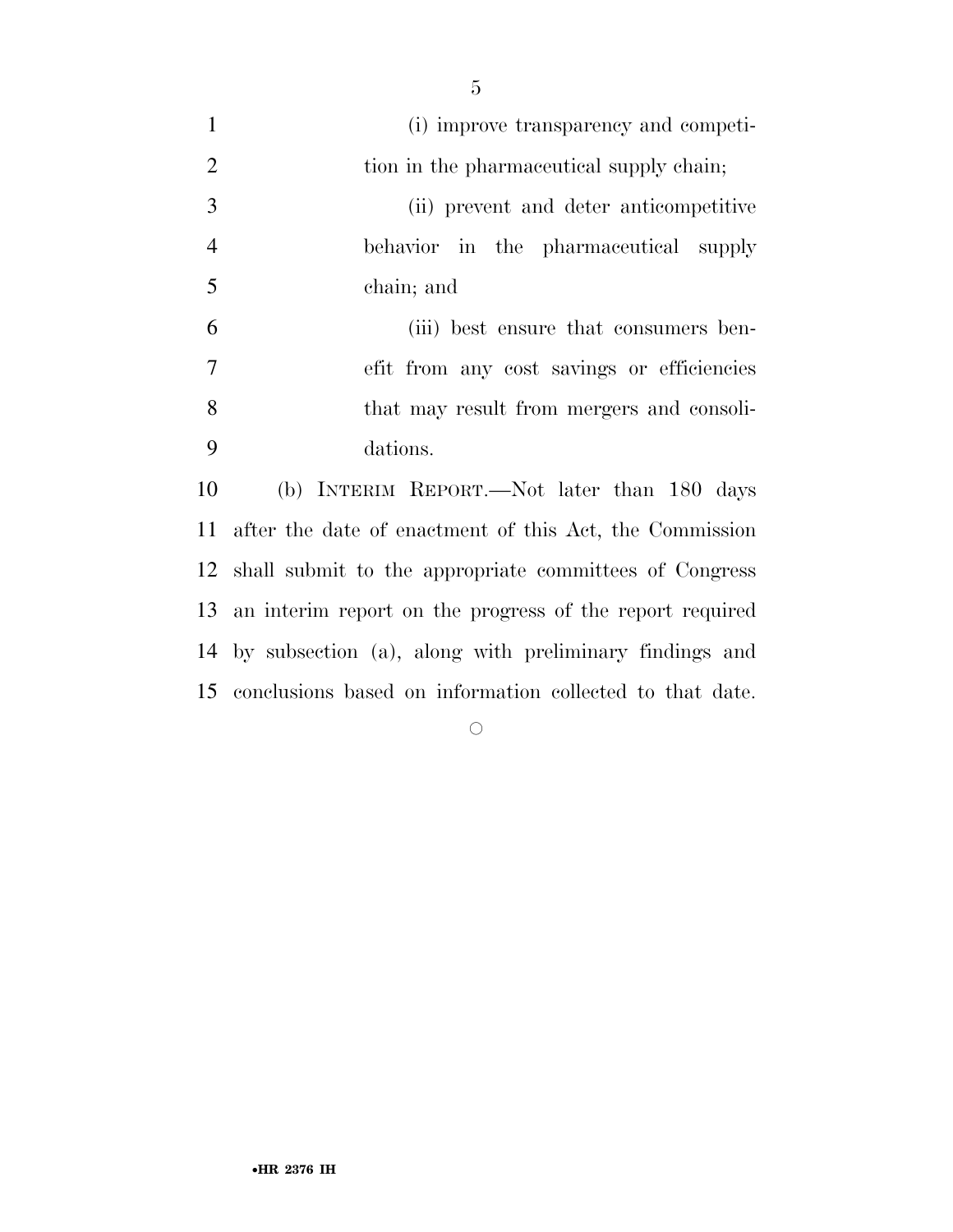(i) improve transparency and competition in the pharmaceutical supply chain;

(ii) prevent and deter anticompetitive behavior in the pharmaceutical supply chain; and

(iii) best ensure that consumers benefit from any cost savings or efficiencies that may result from mergers and consolidations.

(b) INTERIM REPORT.—Not later than 180 days after the date of enactment of this Act, the Commission shall submit to the appropriate committees of Congress an interim report on the progress of the report required by subsection (a), along with preliminary findings and conclusions based on information collected to that date.

○